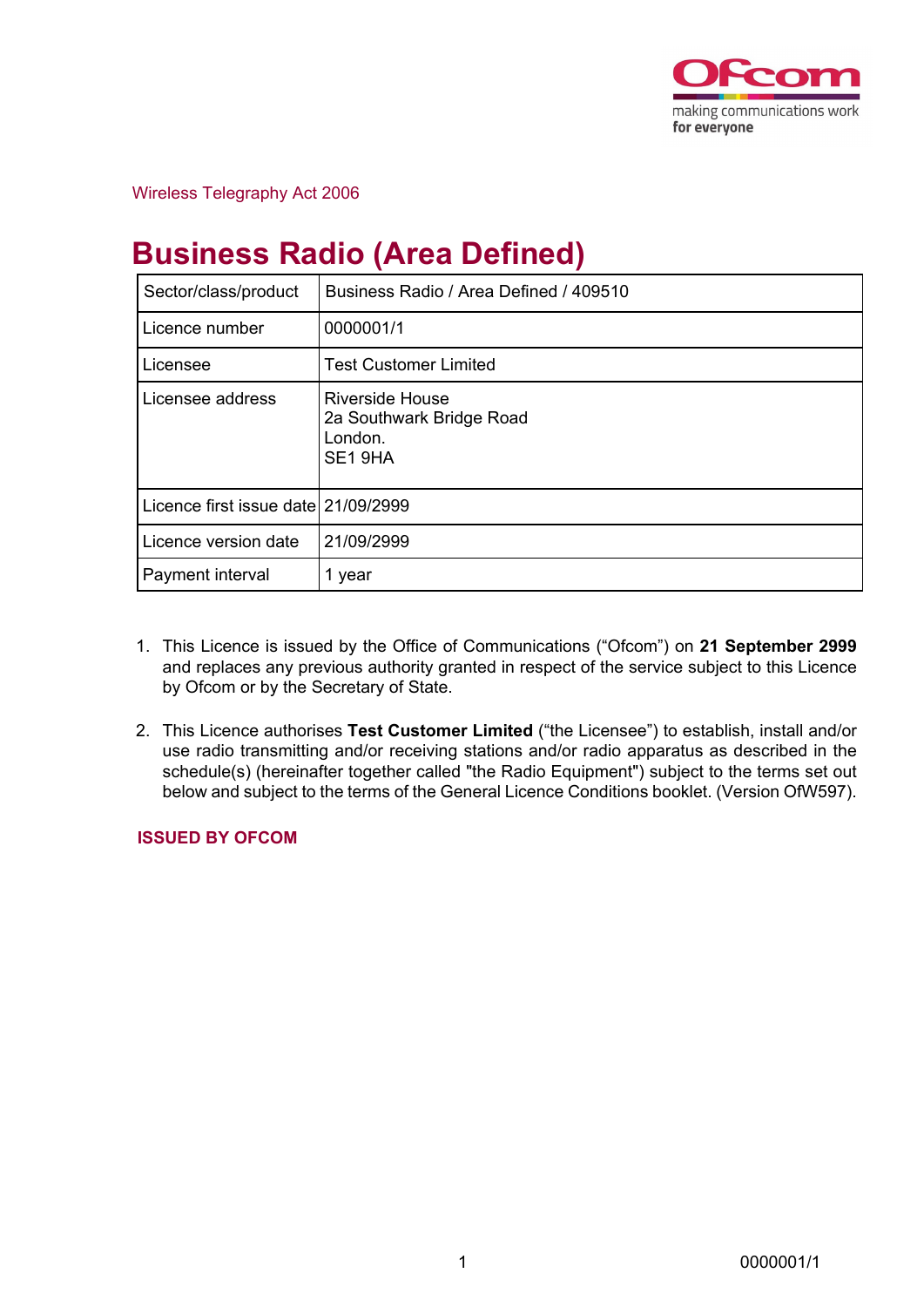Wireless Telegraphy Act 2006

# Business Radio (Area Defined)

| Sector/class/product | Business Radio / Area Defined / 409510 |
|---|---|
| Licence number | 0000001/1 |
| Licensee | Test Customer Limited |
| Licensee address | Riverside House<br>2a Southwark Bridge Road<br>London.<br>SE1 9HA |
| Licence first issue date | 21/09/2999 |
| Licence version date | 21/09/2999 |
| Payment interval | 1 year |

1. This Licence is issued by the Office of Communications ("Ofcom") on **21 September 2999** and replaces any previous authority granted in respect of the service subject to this Licence by Ofcom or by the Secretary of State.

2. This Licence authorises **Test Customer Limited** ("the Licensee") to establish, install and/or use radio transmitting and/or receiving stations and/or radio apparatus as described in the schedule(s) (hereinafter together called "the Radio Equipment") subject to the terms set out below and subject to the terms of the General Licence Conditions booklet. (Version OfW597).

**ISSUED BY OFCOM**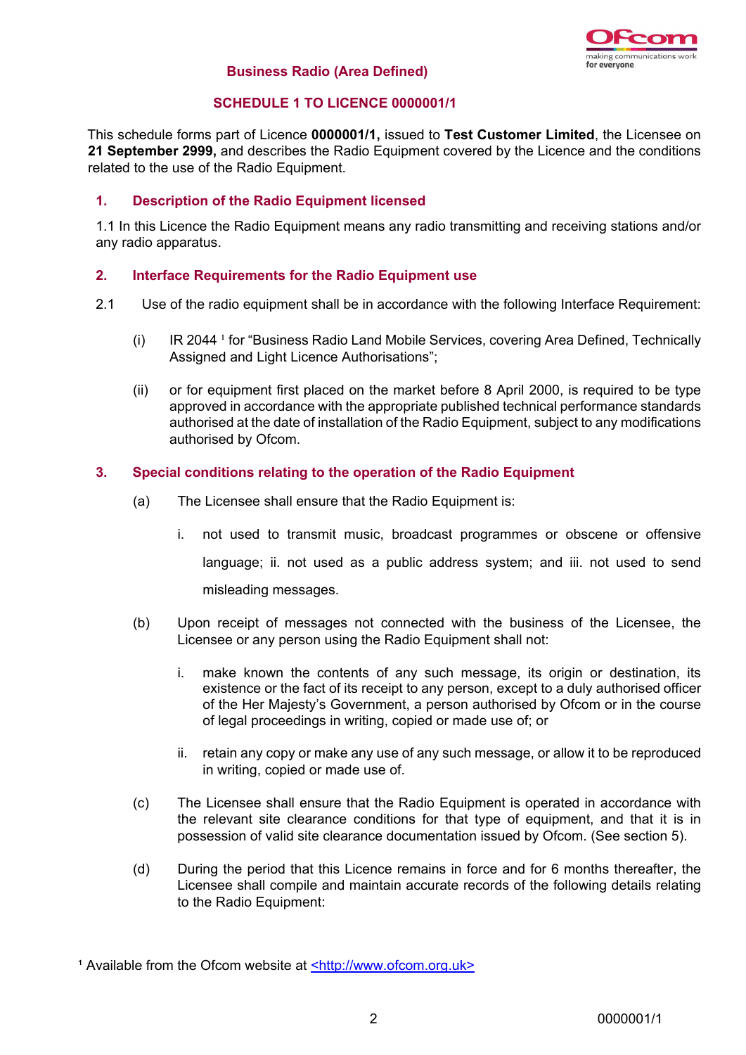## Business Radio (Area Defined)

## SCHEDULE 1 TO LICENCE 0000001/1

This schedule forms part of Licence **0000001/1,** issued to **Test Customer Limited**, the Licensee on **21 September 2999,** and describes the Radio Equipment covered by the Licence and the conditions related to the use of the Radio Equipment.

### 1. Description of the Radio Equipment licensed

1.1 In this Licence the Radio Equipment means any radio transmitting and receiving stations and/or any radio apparatus.

### 2. Interface Requirements for the Radio Equipment use

2.1 Use of the radio equipment shall be in accordance with the following Interface Requirement:

(i) IR 2044 [1] for "Business Radio Land Mobile Services, covering Area Defined, Technically Assigned and Light Licence Authorisations";

(ii) or for equipment first placed on the market before 8 April 2000, is required to be type approved in accordance with the appropriate published technical performance standards authorised at the date of installation of the Radio Equipment, subject to any modifications authorised by Ofcom.

### 3. Special conditions relating to the operation of the Radio Equipment

(a) The Licensee shall ensure that the Radio Equipment is:

i. not used to transmit music, broadcast programmes or obscene or offensive language; ii. not used as a public address system; and iii. not used to send misleading messages.

(b) Upon receipt of messages not connected with the business of the Licensee, the Licensee or any person using the Radio Equipment shall not:

i. make known the contents of any such message, its origin or destination, its existence or the fact of its receipt to any person, except to a duly authorised officer of the Her Majesty's Government, a person authorised by Ofcom or in the course of legal proceedings in writing, copied or made use of; or

ii. retain any copy or make any use of any such message, or allow it to be reproduced in writing, copied or made use of.

(c) The Licensee shall ensure that the Radio Equipment is operated in accordance with the relevant site clearance conditions for that type of equipment, and that it is in possession of valid site clearance documentation issued by Ofcom. (See section 5).

(d) During the period that this Licence remains in force and for 6 months thereafter, the Licensee shall compile and maintain accurate records of the following details relating to the Radio Equipment:

[1] Available from the Ofcom website at <http://www.ofcom.org.uk>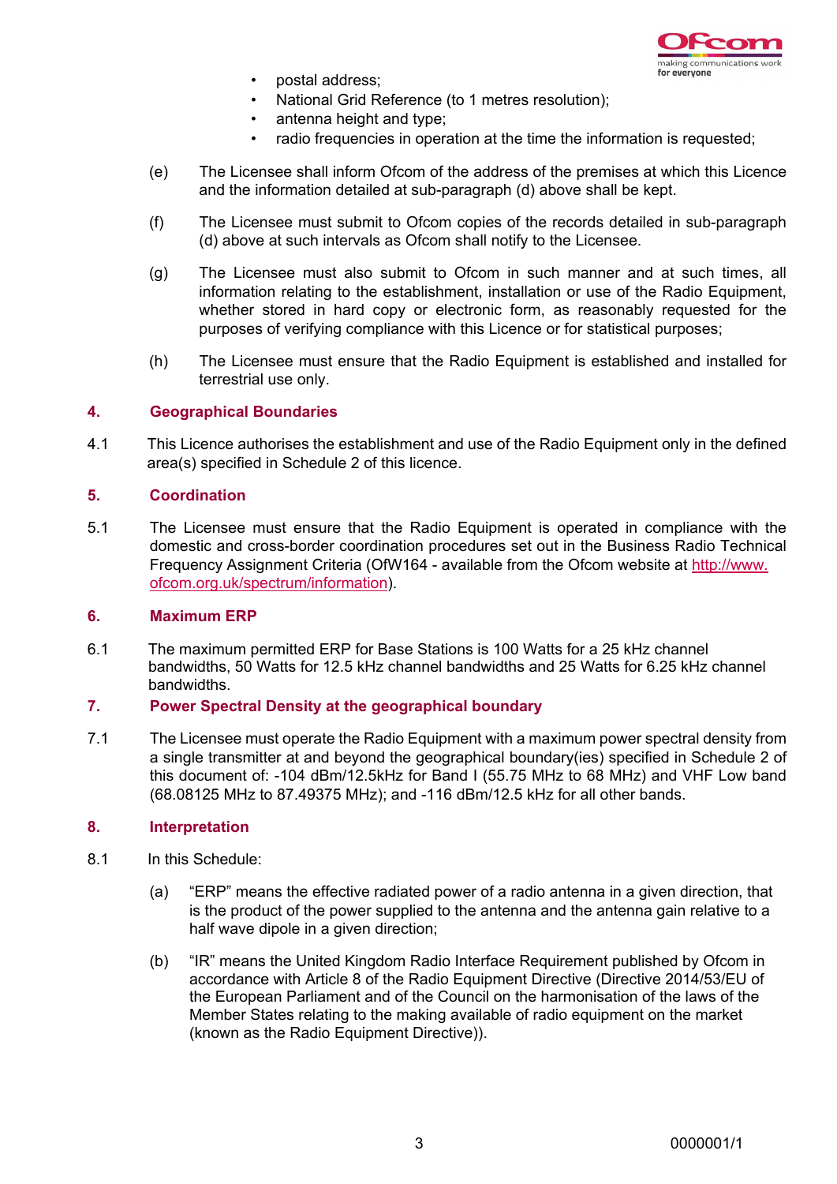- postal address;
- National Grid Reference (to 1 metres resolution);
- antenna height and type;
- radio frequencies in operation at the time the information is requested;

(e) The Licensee shall inform Ofcom of the address of the premises at which this Licence and the information detailed at sub-paragraph (d) above shall be kept.

(f) The Licensee must submit to Ofcom copies of the records detailed in sub-paragraph (d) above at such intervals as Ofcom shall notify to the Licensee.

(g) The Licensee must also submit to Ofcom in such manner and at such times, all information relating to the establishment, installation or use of the Radio Equipment, whether stored in hard copy or electronic form, as reasonably requested for the purposes of verifying compliance with this Licence or for statistical purposes;

(h) The Licensee must ensure that the Radio Equipment is established and installed for terrestrial use only.

## 4. Geographical Boundaries

4.1 This Licence authorises the establishment and use of the Radio Equipment only in the defined area(s) specified in Schedule 2 of this licence.

## 5. Coordination

5.1 The Licensee must ensure that the Radio Equipment is operated in compliance with the domestic and cross-border coordination procedures set out in the Business Radio Technical Frequency Assignment Criteria (OfW164 - available from the Ofcom website at http://www.ofcom.org.uk/spectrum/information).

## 6. Maximum ERP

6.1 The maximum permitted ERP for Base Stations is 100 Watts for a 25 kHz channel bandwidths, 50 Watts for 12.5 kHz channel bandwidths and 25 Watts for 6.25 kHz channel bandwidths.

## 7. Power Spectral Density at the geographical boundary

7.1 The Licensee must operate the Radio Equipment with a maximum power spectral density from a single transmitter at and beyond the geographical boundary(ies) specified in Schedule 2 of this document of: -104 dBm/12.5kHz for Band I (55.75 MHz to 68 MHz) and VHF Low band (68.08125 MHz to 87.49375 MHz); and -116 dBm/12.5 kHz for all other bands.

## 8. Interpretation

8.1 In this Schedule:

(a) "ERP" means the effective radiated power of a radio antenna in a given direction, that is the product of the power supplied to the antenna and the antenna gain relative to a half wave dipole in a given direction;

(b) "IR" means the United Kingdom Radio Interface Requirement published by Ofcom in accordance with Article 8 of the Radio Equipment Directive (Directive 2014/53/EU of the European Parliament and of the Council on the harmonisation of the laws of the Member States relating to the making available of radio equipment on the market (known as the Radio Equipment Directive)).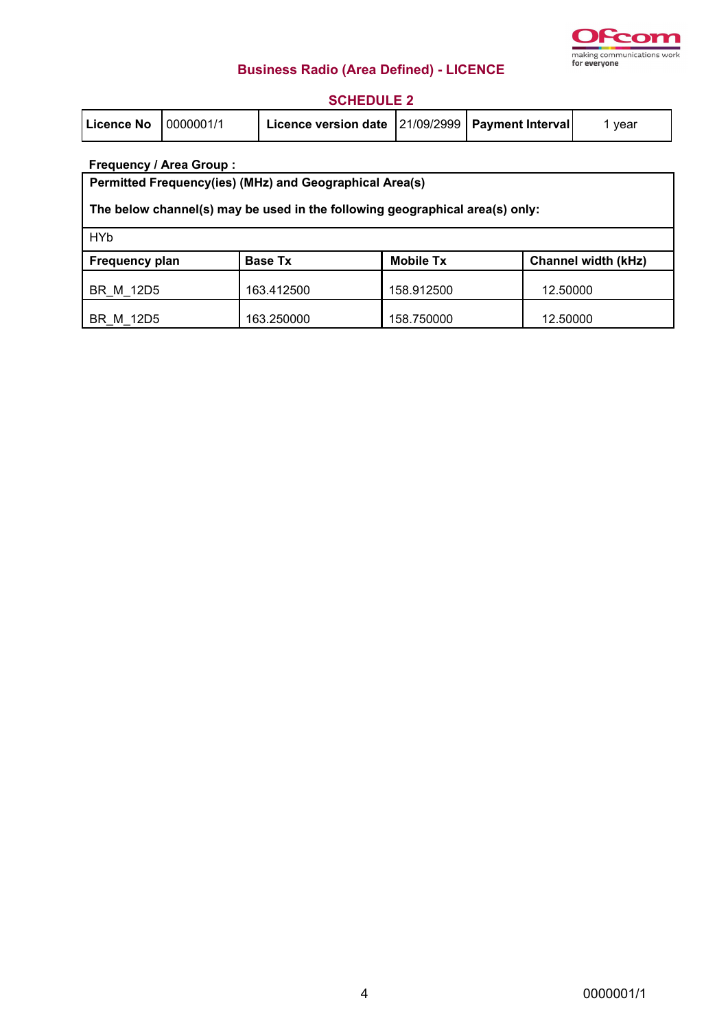## Business Radio (Area Defined) - LICENCE

### SCHEDULE 2

| Licence No | 0000001/1 | Licence version date | 21/09/2999 | Payment Interval | 1 year |
|---|---|---|---|---|---|

**Frequency / Area Group :**

**Permitted Frequency(ies) (MHz) and Geographical Area(s)**

**The below channel(s) may be used in the following geographical area(s) only:**

HYb

| Frequency plan | Base Tx | Mobile Tx | Channel width (kHz) |
|---|---|---|---|
| BR_M_12D5 | 163.412500 | 158.912500 | 12.50000 |
| BR_M_12D5 | 163.250000 | 158.750000 | 12.50000 |